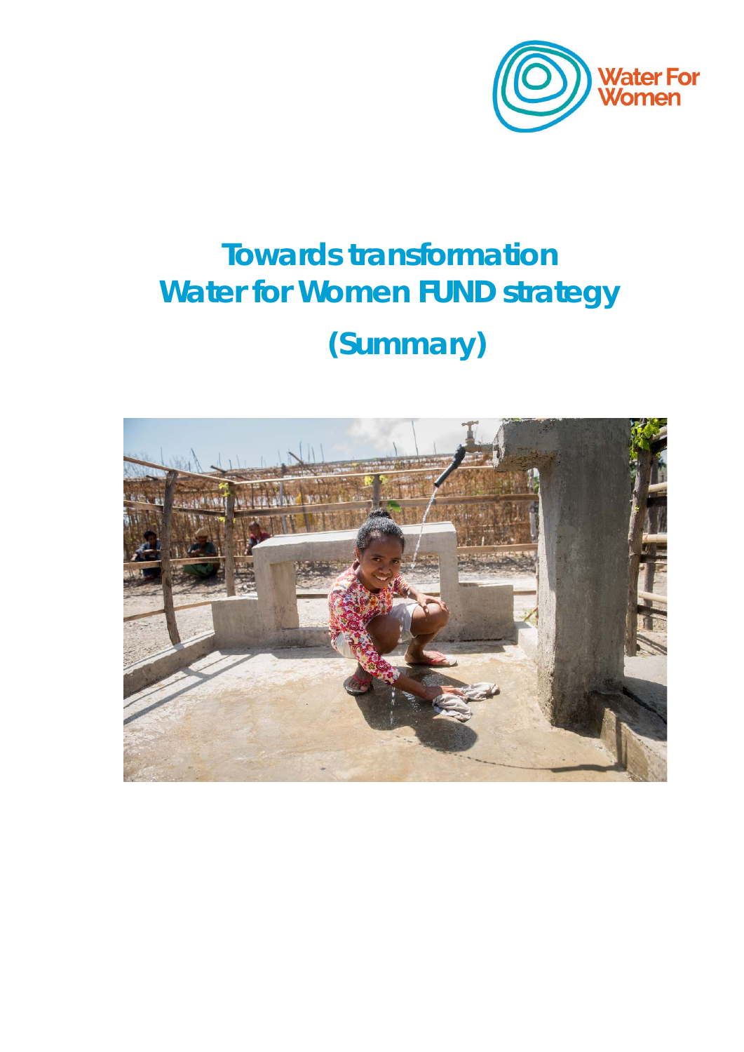Water For Women

# Towards transformation Water for Women FUND strategy

## (Summary)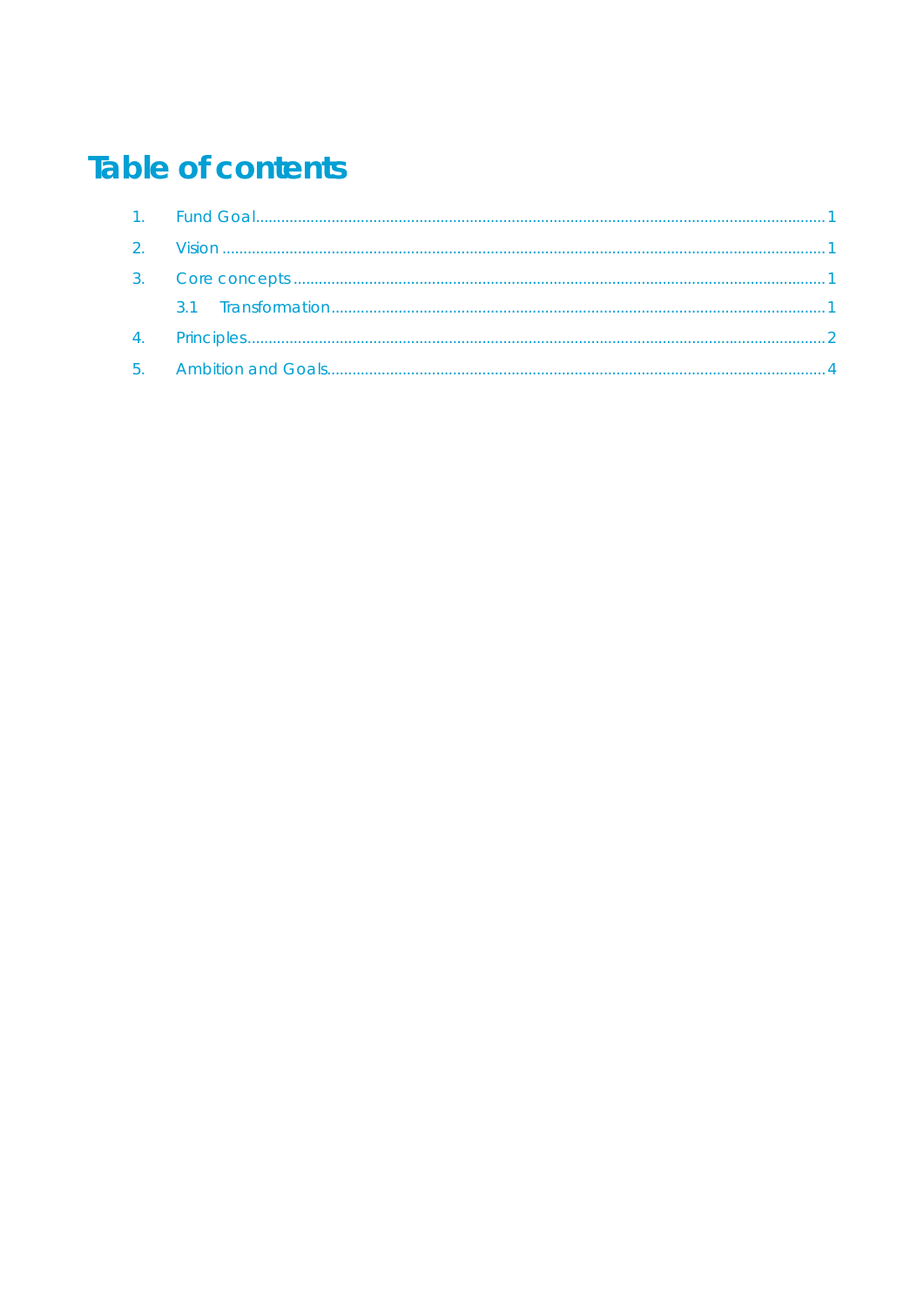# Table of contents

1. Fund Goal ..... 1
2. Vision ..... 1
3. Core concepts ..... 1
   3.1 Transformation ..... 1
4. Principles ..... 2
5. Ambition and Goals ..... 4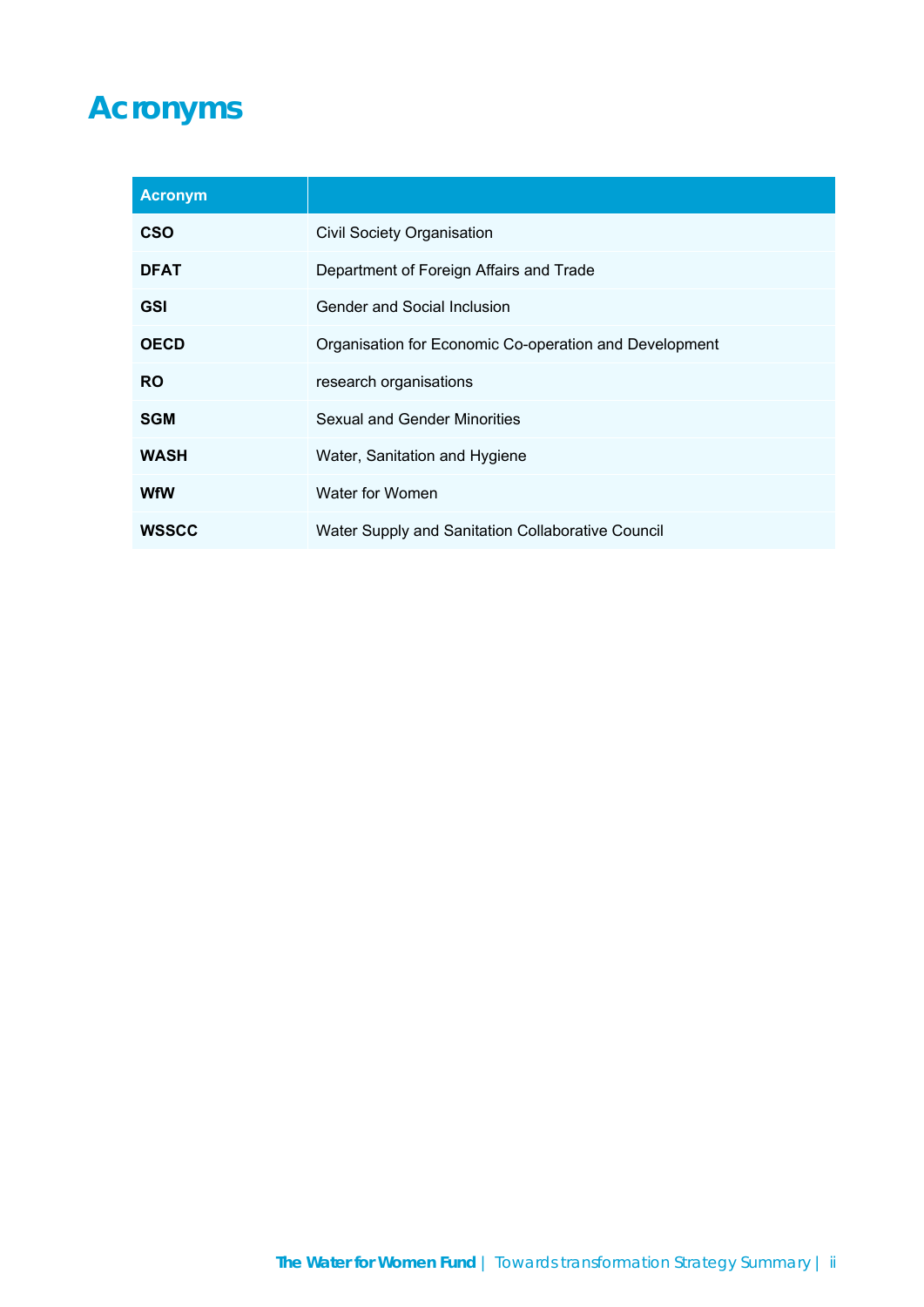# Acronyms

| Acronym | |
|---|---|
| **CSO** | Civil Society Organisation |
| **DFAT** | Department of Foreign Affairs and Trade |
| **GSI** | Gender and Social Inclusion |
| **OECD** | Organisation for Economic Co-operation and Development |
| **RO** | research organisations |
| **SGM** | Sexual and Gender Minorities |
| **WASH** | Water, Sanitation and Hygiene |
| **WfW** | Water for Women |
| **WSSCC** | Water Supply and Sanitation Collaborative Council |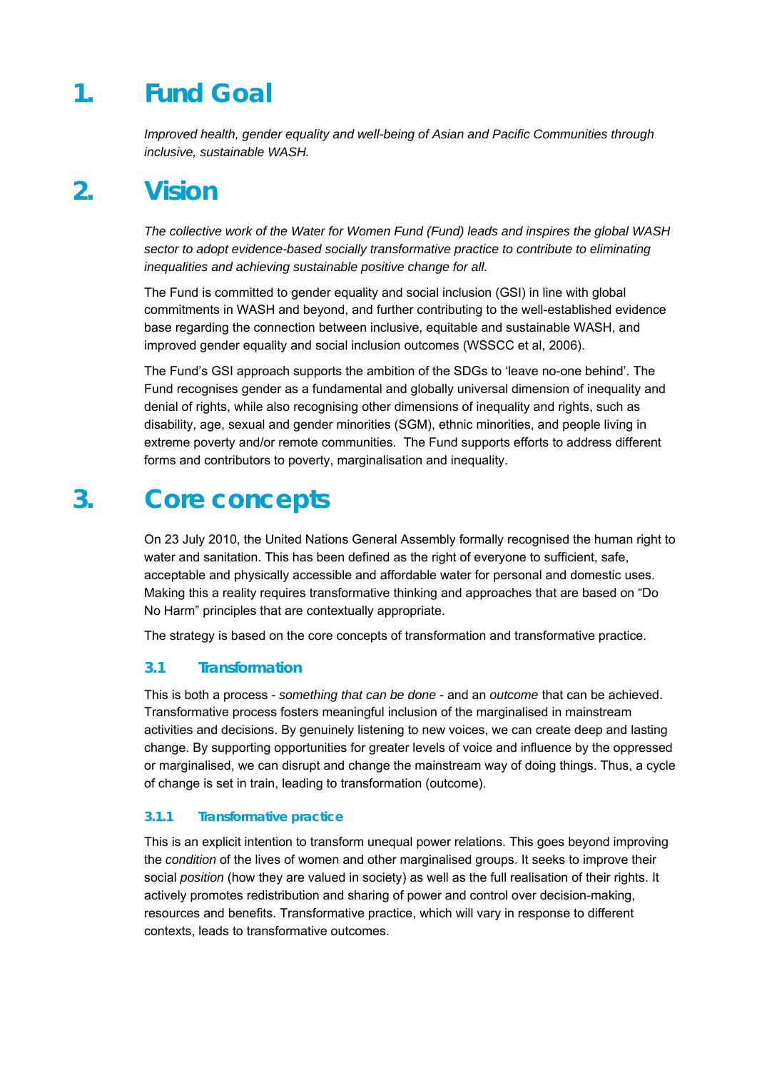# 1. Fund Goal

*Improved health, gender equality and well-being of Asian and Pacific Communities through inclusive, sustainable WASH.*

# 2. Vision

*The collective work of the Water for Women Fund (Fund) leads and inspires the global WASH sector to adopt evidence-based socially transformative practice to contribute to eliminating inequalities and achieving sustainable positive change for all.*

The Fund is committed to gender equality and social inclusion (GSI) in line with global commitments in WASH and beyond, and further contributing to the well-established evidence base regarding the connection between inclusive, equitable and sustainable WASH, and improved gender equality and social inclusion outcomes (WSSCC et al, 2006).

The Fund's GSI approach supports the ambition of the SDGs to 'leave no-one behind'. The Fund recognises gender as a fundamental and globally universal dimension of inequality and denial of rights, while also recognising other dimensions of inequality and rights, such as disability, age, sexual and gender minorities (SGM), ethnic minorities, and people living in extreme poverty and/or remote communities. The Fund supports efforts to address different forms and contributors to poverty, marginalisation and inequality.

# 3. Core concepts

On 23 July 2010, the United Nations General Assembly formally recognised the human right to water and sanitation. This has been defined as the right of everyone to sufficient, safe, acceptable and physically accessible and affordable water for personal and domestic uses. Making this a reality requires transformative thinking and approaches that are based on "Do No Harm" principles that are contextually appropriate.

The strategy is based on the core concepts of transformation and transformative practice.

## 3.1 Transformation

This is both a process - *something that can be done* - and an *outcome* that can be achieved. Transformative process fosters meaningful inclusion of the marginalised in mainstream activities and decisions. By genuinely listening to new voices, we can create deep and lasting change. By supporting opportunities for greater levels of voice and influence by the oppressed or marginalised, we can disrupt and change the mainstream way of doing things. Thus, a cycle of change is set in train, leading to transformation (outcome).

### 3.1.1 Transformative practice

This is an explicit intention to transform unequal power relations. This goes beyond improving the *condition* of the lives of women and other marginalised groups. It seeks to improve their social *position* (how they are valued in society) as well as the full realisation of their rights. It actively promotes redistribution and sharing of power and control over decision-making, resources and benefits. Transformative practice, which will vary in response to different contexts, leads to transformative outcomes.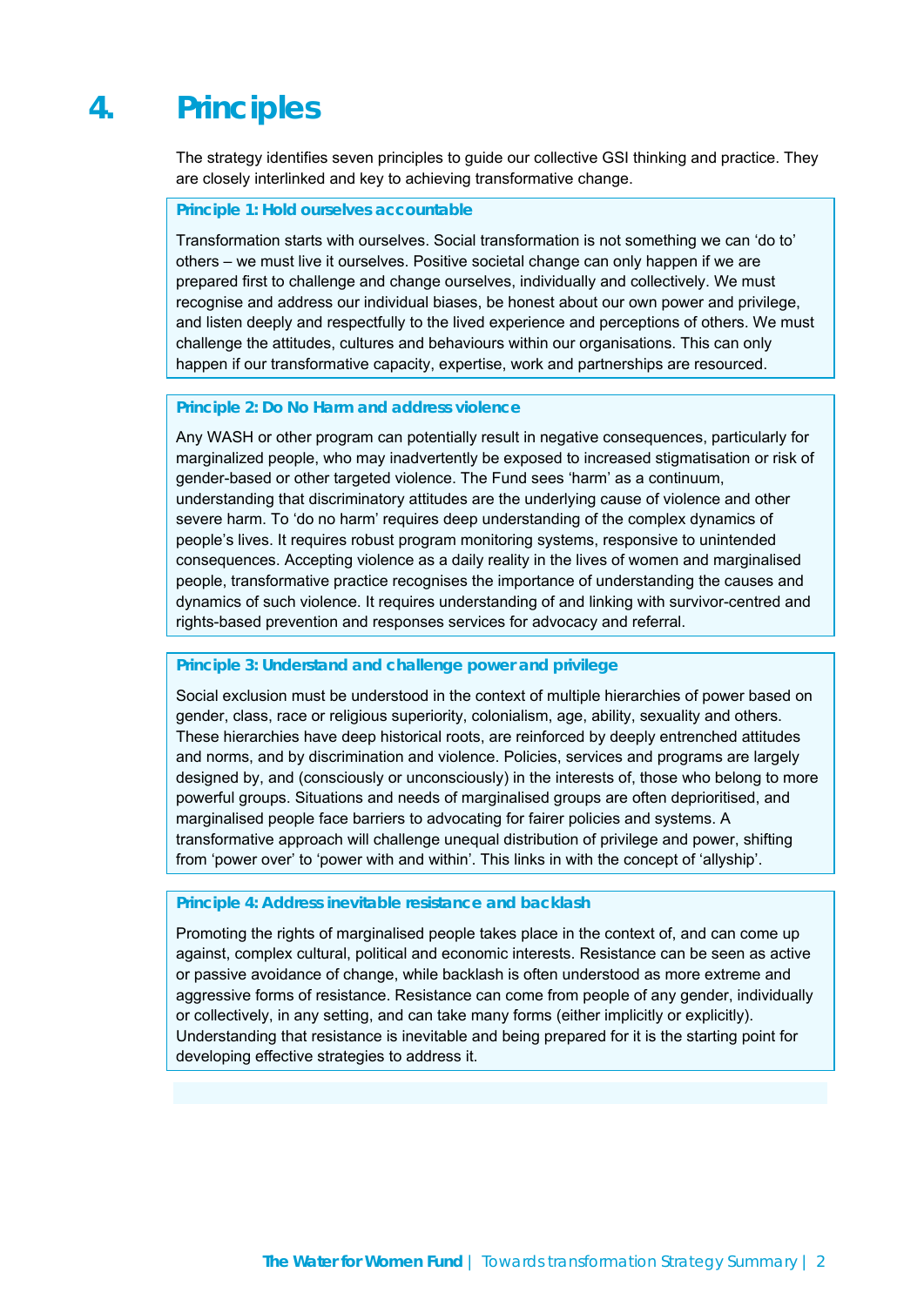# 4. Principles

The strategy identifies seven principles to guide our collective GSI thinking and practice. They are closely interlinked and key to achieving transformative change.

### Principle 1: Hold ourselves accountable

Transformation starts with ourselves. Social transformation is not something we can 'do to' others – we must live it ourselves. Positive societal change can only happen if we are prepared first to challenge and change ourselves, individually and collectively. We must recognise and address our individual biases, be honest about our own power and privilege, and listen deeply and respectfully to the lived experience and perceptions of others. We must challenge the attitudes, cultures and behaviours within our organisations. This can only happen if our transformative capacity, expertise, work and partnerships are resourced.

### Principle 2: Do No Harm and address violence

Any WASH or other program can potentially result in negative consequences, particularly for marginalized people, who may inadvertently be exposed to increased stigmatisation or risk of gender-based or other targeted violence. The Fund sees 'harm' as a continuum, understanding that discriminatory attitudes are the underlying cause of violence and other severe harm. To 'do no harm' requires deep understanding of the complex dynamics of people's lives. It requires robust program monitoring systems, responsive to unintended consequences. Accepting violence as a daily reality in the lives of women and marginalised people, transformative practice recognises the importance of understanding the causes and dynamics of such violence. It requires understanding of and linking with survivor-centred and rights-based prevention and responses services for advocacy and referral.

### Principle 3: Understand and challenge power and privilege

Social exclusion must be understood in the context of multiple hierarchies of power based on gender, class, race or religious superiority, colonialism, age, ability, sexuality and others. These hierarchies have deep historical roots, are reinforced by deeply entrenched attitudes and norms, and by discrimination and violence. Policies, services and programs are largely designed by, and (consciously or unconsciously) in the interests of, those who belong to more powerful groups. Situations and needs of marginalised groups are often deprioritised, and marginalised people face barriers to advocating for fairer policies and systems. A transformative approach will challenge unequal distribution of privilege and power, shifting from 'power over' to 'power with and within'. This links in with the concept of 'allyship'.

### Principle 4: Address inevitable resistance and backlash

Promoting the rights of marginalised people takes place in the context of, and can come up against, complex cultural, political and economic interests. Resistance can be seen as active or passive avoidance of change, while backlash is often understood as more extreme and aggressive forms of resistance. Resistance can come from people of any gender, individually or collectively, in any setting, and can take many forms (either implicitly or explicitly). Understanding that resistance is inevitable and being prepared for it is the starting point for developing effective strategies to address it.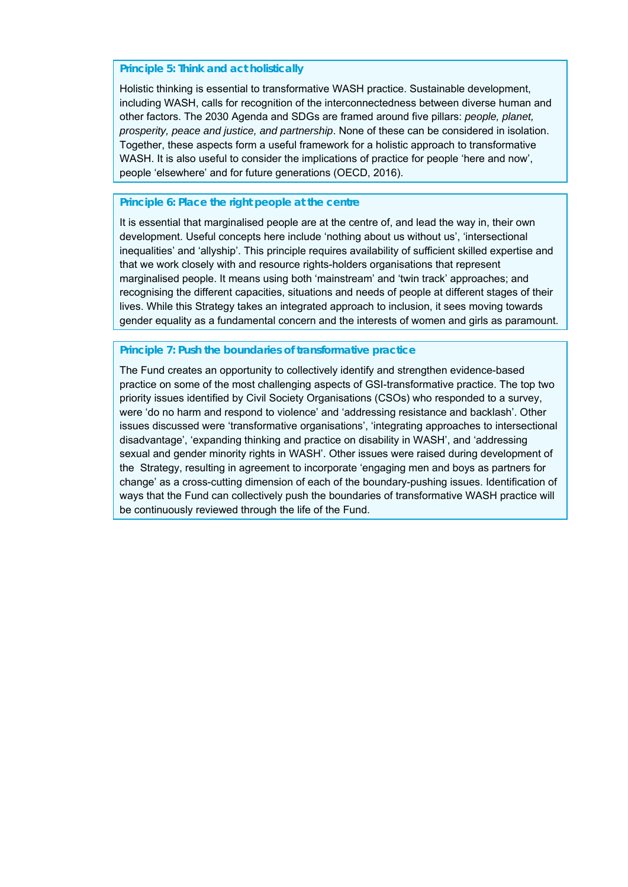### Principle 5: Think and act holistically

Holistic thinking is essential to transformative WASH practice. Sustainable development, including WASH, calls for recognition of the interconnectedness between diverse human and other factors. The 2030 Agenda and SDGs are framed around five pillars: *people, planet, prosperity, peace and justice, and partnership*. None of these can be considered in isolation. Together, these aspects form a useful framework for a holistic approach to transformative WASH. It is also useful to consider the implications of practice for people 'here and now', people 'elsewhere' and for future generations (OECD, 2016).

### Principle 6: Place the right people at the centre

It is essential that marginalised people are at the centre of, and lead the way in, their own development. Useful concepts here include 'nothing about us without us', 'intersectional inequalities' and 'allyship'. This principle requires availability of sufficient skilled expertise and that we work closely with and resource rights-holders organisations that represent marginalised people. It means using both 'mainstream' and 'twin track' approaches; and recognising the different capacities, situations and needs of people at different stages of their lives. While this Strategy takes an integrated approach to inclusion, it sees moving towards gender equality as a fundamental concern and the interests of women and girls as paramount.

### Principle 7: Push the boundaries of transformative practice

The Fund creates an opportunity to collectively identify and strengthen evidence-based practice on some of the most challenging aspects of GSI-transformative practice. The top two priority issues identified by Civil Society Organisations (CSOs) who responded to a survey, were 'do no harm and respond to violence' and 'addressing resistance and backlash'. Other issues discussed were 'transformative organisations', 'integrating approaches to intersectional disadvantage', 'expanding thinking and practice on disability in WASH', and 'addressing sexual and gender minority rights in WASH'. Other issues were raised during development of the Strategy, resulting in agreement to incorporate 'engaging men and boys as partners for change' as a cross-cutting dimension of each of the boundary-pushing issues. Identification of ways that the Fund can collectively push the boundaries of transformative WASH practice will be continuously reviewed through the life of the Fund.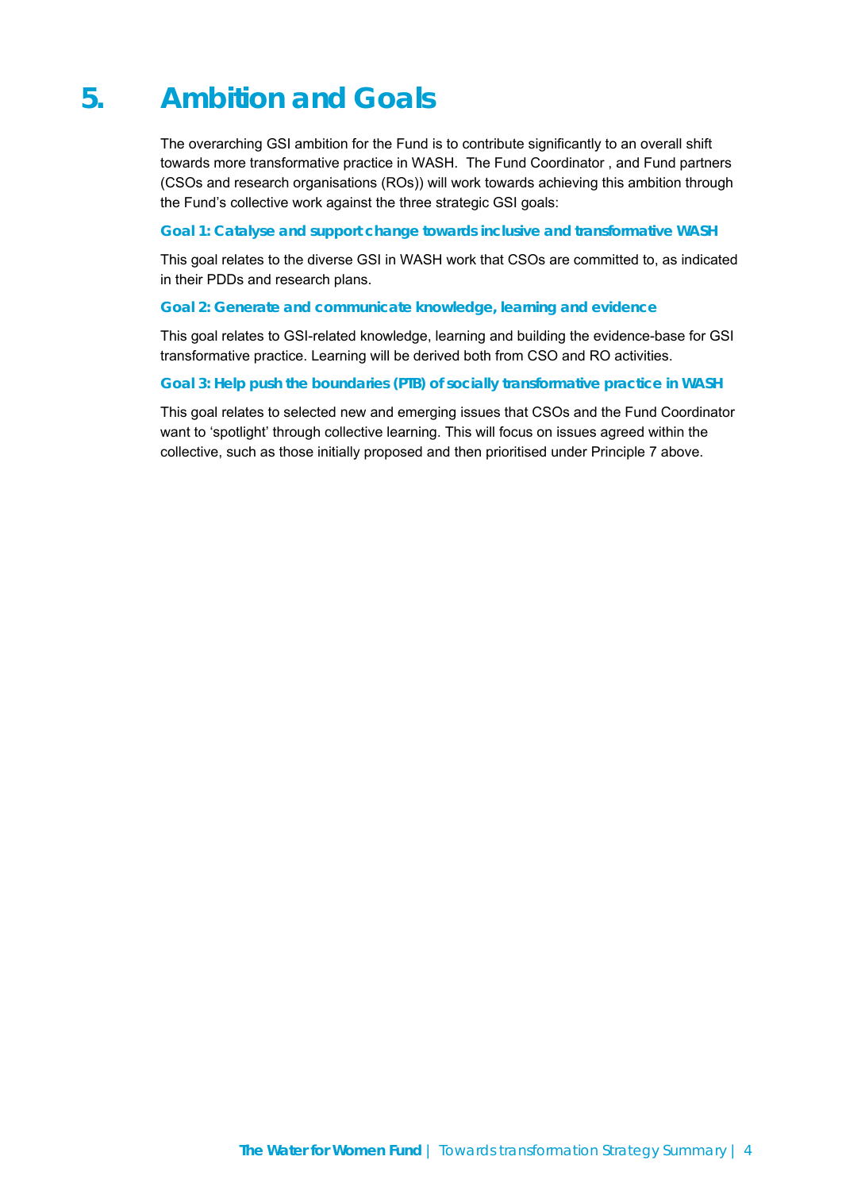# 5. Ambition and Goals

The overarching GSI ambition for the Fund is to contribute significantly to an overall shift towards more transformative practice in WASH. The Fund Coordinator , and Fund partners (CSOs and research organisations (ROs)) will work towards achieving this ambition through the Fund's collective work against the three strategic GSI goals:

### Goal 1: Catalyse and support change towards inclusive and transformative WASH

This goal relates to the diverse GSI in WASH work that CSOs are committed to, as indicated in their PDDs and research plans.

### Goal 2: Generate and communicate knowledge, learning and evidence

This goal relates to GSI-related knowledge, learning and building the evidence-base for GSI transformative practice. Learning will be derived both from CSO and RO activities.

### Goal 3: Help push the boundaries (PTB) of socially transformative practice in WASH

This goal relates to selected new and emerging issues that CSOs and the Fund Coordinator want to 'spotlight' through collective learning. This will focus on issues agreed within the collective, such as those initially proposed and then prioritised under Principle 7 above.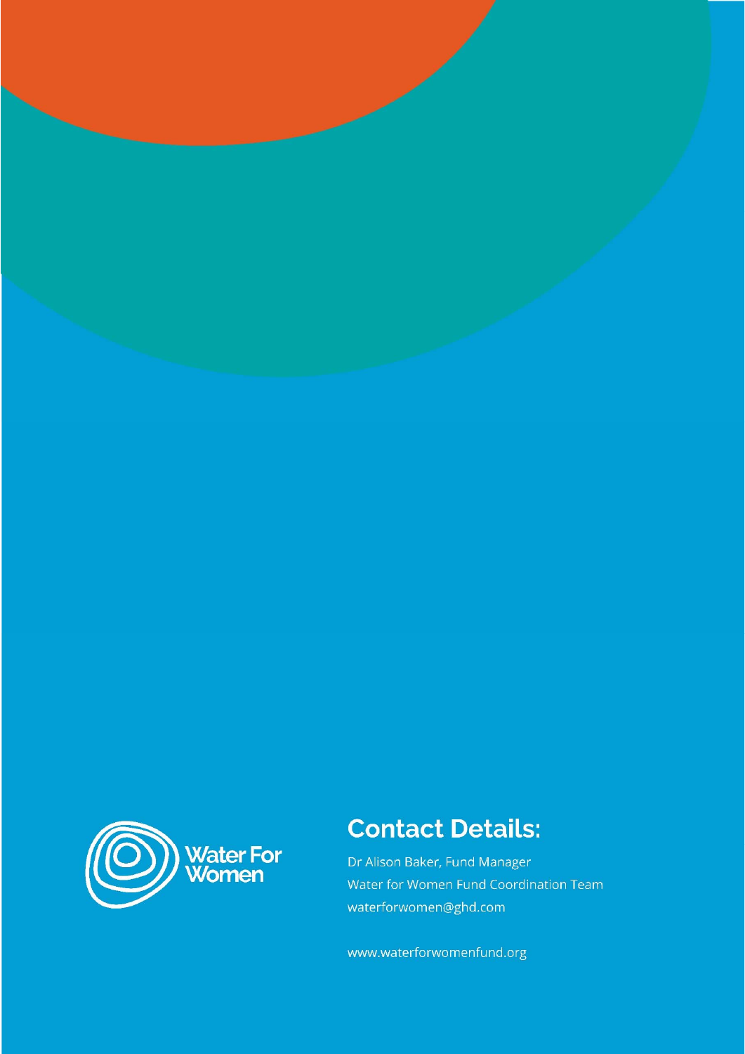Water For Women

## Contact Details:

Dr Alison Baker, Fund Manager
Water for Women Fund Coordination Team
waterforwomen@ghd.com

www.waterforwomenfund.org